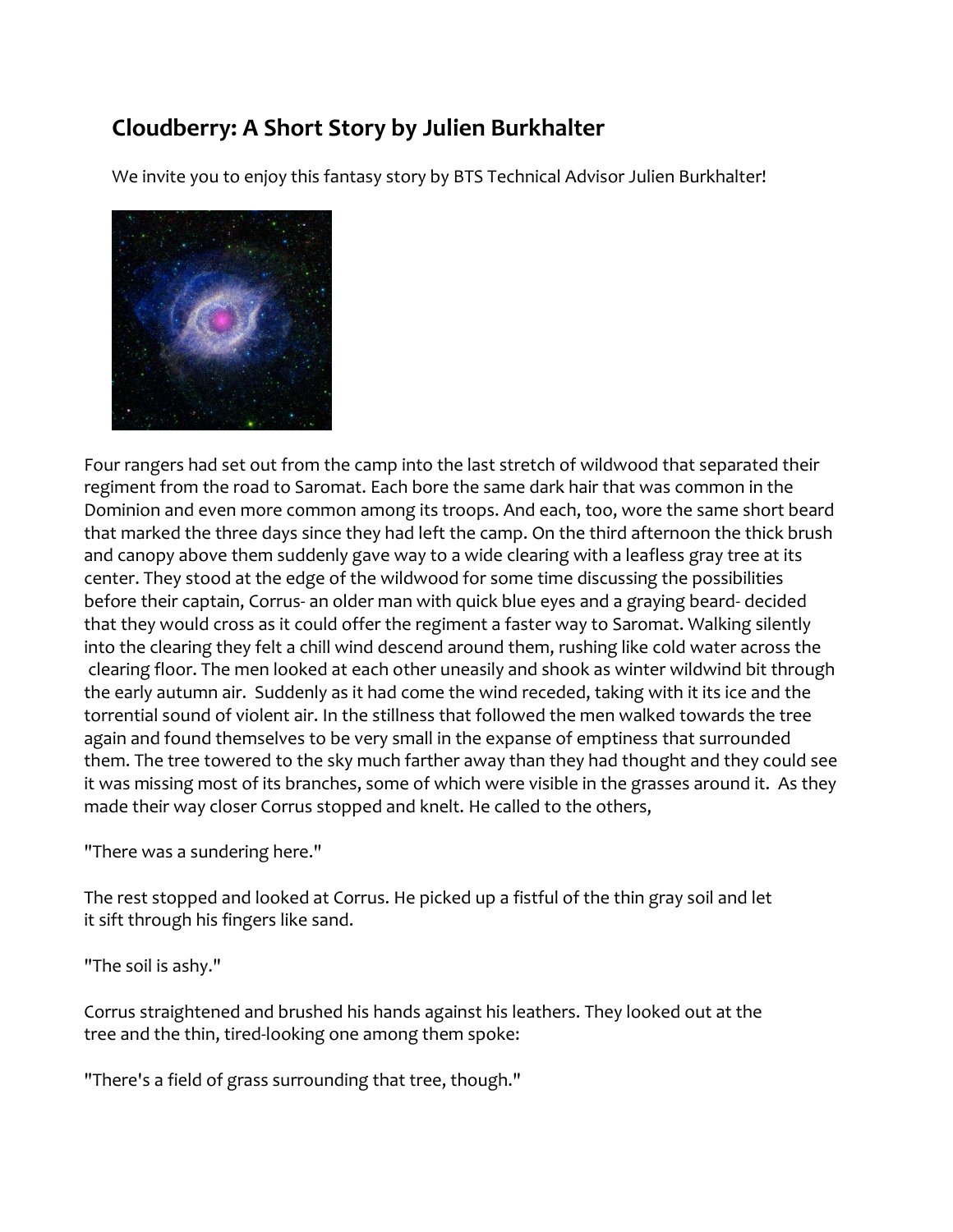## Cloudberry: A Short Story by Julien Burkhalter

We invite you to enjoy this fantasy story by BTS Technical Advisor Julien Burkhalter!

Four rangers had set out from the camp into the last stretch of wildwood that separated their regiment from the road to Saromat. Each bore the same dark hair that was common in the Dominion and even more common among its troops. And each, too, wore the same short beard that marked the three days since they had left the camp. On the third afternoon the thick brush and canopy above them suddenly gave way to a wide clearing with a leafless gray tree at its center. They stood at the edge of the wildwood for some time discussing the possibilities before their captain, Corrus- an older man with quick blue eyes and a graying beard- decided that they would cross as it could offer the regiment a faster way to Saromat. Walking silently into the clearing they felt a chill wind descend around them, rushing like cold water across the clearing floor. The men looked at each other uneasily and shook as winter wildwind bit through the early autumn air. Suddenly as it had come the wind receded, taking with it its ice and the torrential sound of violent air. In the stillness that followed the men walked towards the tree again and found themselves to be very small in the expanse of emptiness that surrounded them. The tree towered to the sky much farther away than they had thought and they could see it was missing most of its branches, some of which were visible in the grasses around it. As they made their way closer Corrus stopped and knelt. He called to the others,

"There was a sundering here."

The rest stopped and looked at Corrus. He picked up a fistful of the thin gray soil and let it sift through his fingers like sand.

"The soil is ashy."

Corrus straightened and brushed his hands against his leathers. They looked out at the tree and the thin, tired-looking one among them spoke:

"There's a field of grass surrounding that tree, though."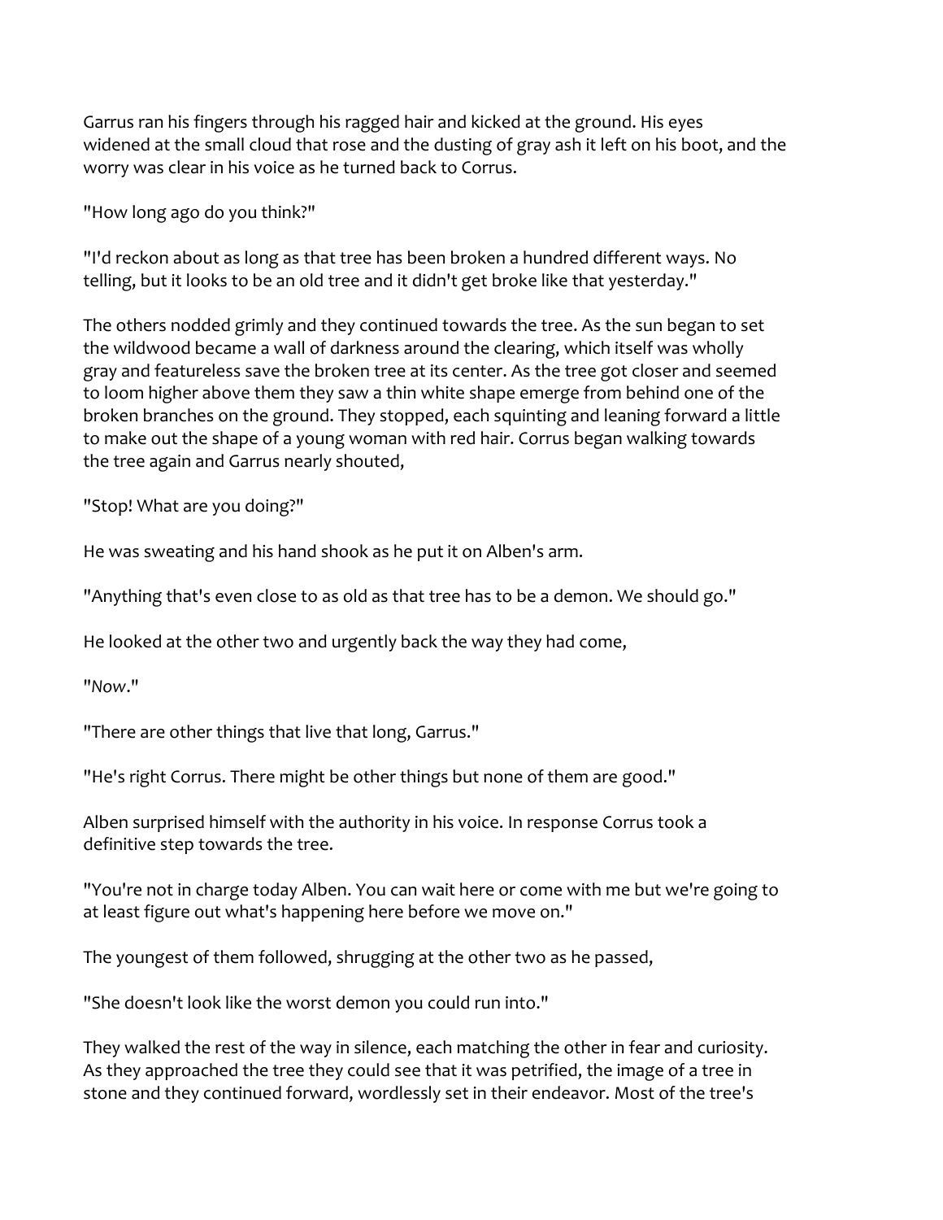Garrus ran his fingers through his ragged hair and kicked at the ground. His eyes widened at the small cloud that rose and the dusting of gray ash it left on his boot, and the worry was clear in his voice as he turned back to Corrus.

"How long ago do you think?"

"I'd reckon about as long as that tree has been broken a hundred different ways. No telling, but it looks to be an old tree and it didn't get broke like that yesterday."

The others nodded grimly and they continued towards the tree. As the sun began to set the wildwood became a wall of darkness around the clearing, which itself was wholly gray and featureless save the broken tree at its center. As the tree got closer and seemed to loom higher above them they saw a thin white shape emerge from behind one of the broken branches on the ground. They stopped, each squinting and leaning forward a little to make out the shape of a young woman with red hair. Corrus began walking towards the tree again and Garrus nearly shouted,

"Stop! What are you doing?"

He was sweating and his hand shook as he put it on Alben's arm.

"Anything that's even close to as old as that tree has to be a demon. We should go."

He looked at the other two and urgently back the way they had come,

"*Now*."

"There are other things that live that long, Garrus."

"He's right Corrus. There might be other things but none of them are good."

Alben surprised himself with the authority in his voice. In response Corrus took a definitive step towards the tree.

"You're not in charge today Alben. You can wait here or come with me but we're going to at least figure out what's happening here before we move on."

The youngest of them followed, shrugging at the other two as he passed,

"She doesn't look like the worst demon you could run into."

They walked the rest of the way in silence, each matching the other in fear and curiosity. As they approached the tree they could see that it was petrified, the image of a tree in stone and they continued forward, wordlessly set in their endeavor. Most of the tree's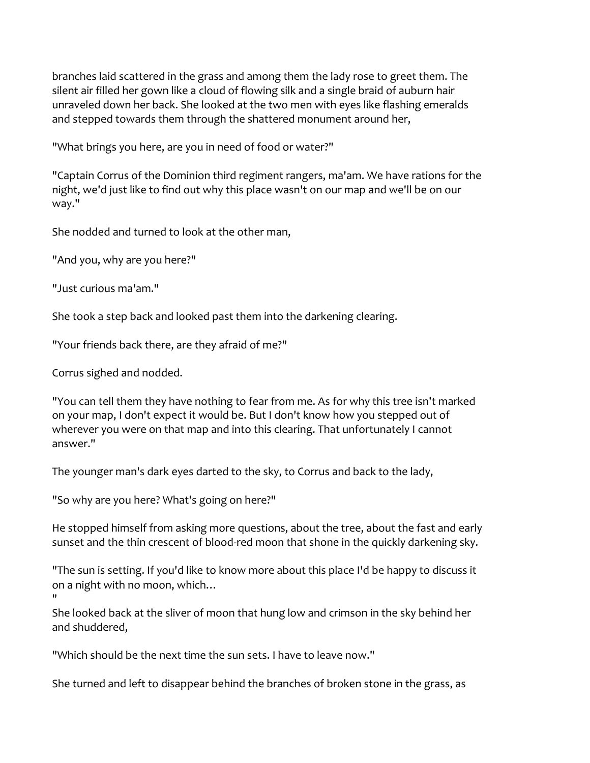branches laid scattered in the grass and among them the lady rose to greet them. The silent air filled her gown like a cloud of flowing silk and a single braid of auburn hair unraveled down her back. She looked at the two men with eyes like flashing emeralds and stepped towards them through the shattered monument around her,

"What brings you here, are you in need of food or water?"

"Captain Corrus of the Dominion third regiment rangers, ma'am. We have rations for the night, we'd just like to find out why this place wasn't on our map and we'll be on our way."

She nodded and turned to look at the other man,

"And you, why are you here?"

"Just curious ma'am."

She took a step back and looked past them into the darkening clearing.

"Your friends back there, are they afraid of me?"

Corrus sighed and nodded.

"You can tell them they have nothing to fear from me. As for why this tree isn't marked on your map, I don't expect it would be. But I don't know how you stepped out of wherever you were on that map and into this clearing. That unfortunately I cannot answer."

The younger man's dark eyes darted to the sky, to Corrus and back to the lady,

"So why are you here? What's going on here?"

He stopped himself from asking more questions, about the tree, about the fast and early sunset and the thin crescent of blood-red moon that shone in the quickly darkening sky.

"The sun is setting. If you'd like to know more about this place I'd be happy to discuss it on a night with no moon, which…
"
She looked back at the sliver of moon that hung low and crimson in the sky behind her and shuddered,

"Which should be the next time the sun sets. I have to leave now."

She turned and left to disappear behind the branches of broken stone in the grass, as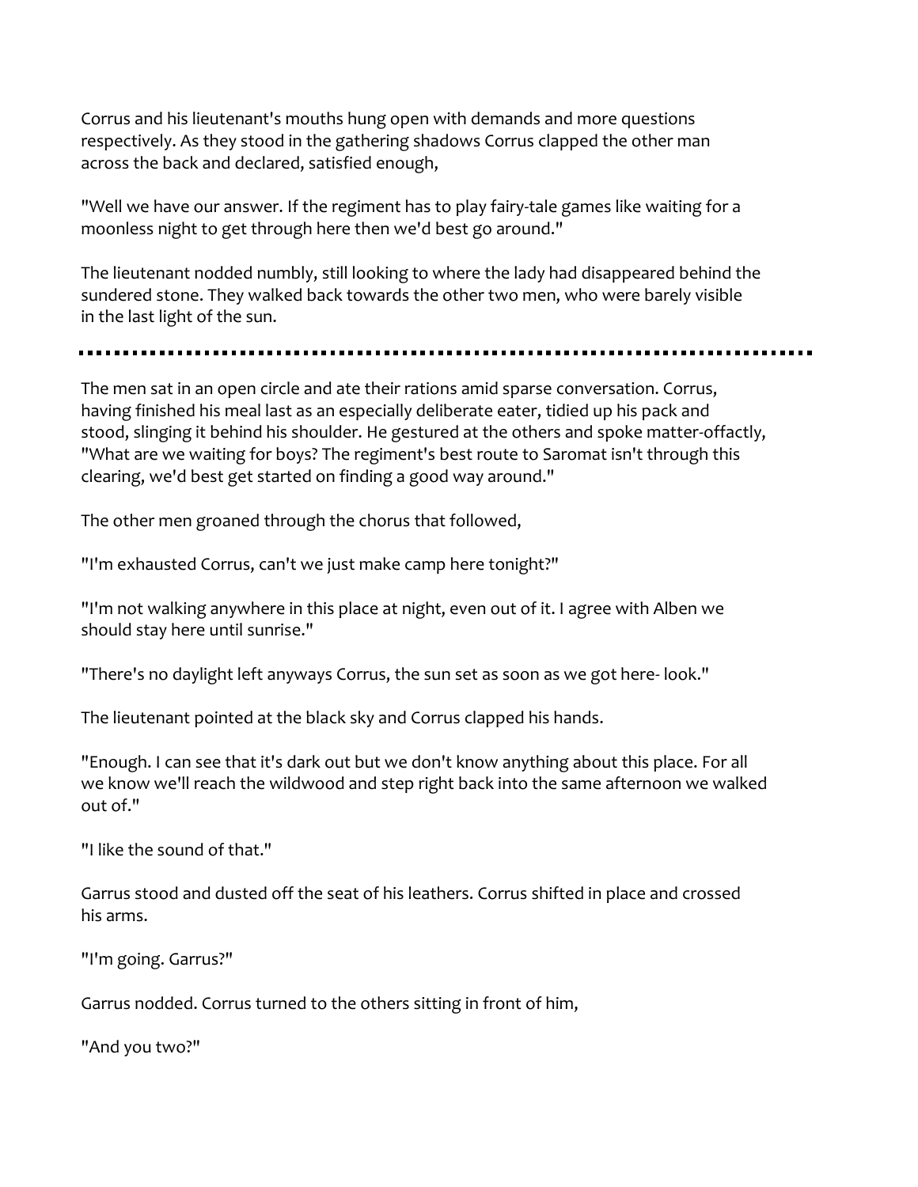Corrus and his lieutenant's mouths hung open with demands and more questions respectively. As they stood in the gathering shadows Corrus clapped the other man across the back and declared, satisfied enough,

"Well we have our answer. If the regiment has to play fairy-tale games like waiting for a moonless night to get through here then we'd best go around."

The lieutenant nodded numbly, still looking to where the lady had disappeared behind the sundered stone. They walked back towards the other two men, who were barely visible in the last light of the sun.

---

The men sat in an open circle and ate their rations amid sparse conversation. Corrus, having finished his meal last as an especially deliberate eater, tidied up his pack and stood, slinging it behind his shoulder. He gestured at the others and spoke matter-offactly, "What are we waiting for boys? The regiment's best route to Saromat isn't through this clearing, we'd best get started on finding a good way around."

The other men groaned through the chorus that followed,

"I'm exhausted Corrus, can't we just make camp here tonight?"

"I'm not walking anywhere in this place at night, even out of it. I agree with Alben we should stay here until sunrise."

"There's no daylight left anyways Corrus, the sun set as soon as we got here- look."

The lieutenant pointed at the black sky and Corrus clapped his hands.

"Enough. I can see that it's dark out but we don't know anything about this place. For all we know we'll reach the wildwood and step right back into the same afternoon we walked out of."

"I like the sound of that."

Garrus stood and dusted off the seat of his leathers. Corrus shifted in place and crossed his arms.

"I'm going. Garrus?"

Garrus nodded. Corrus turned to the others sitting in front of him,

"And you two?"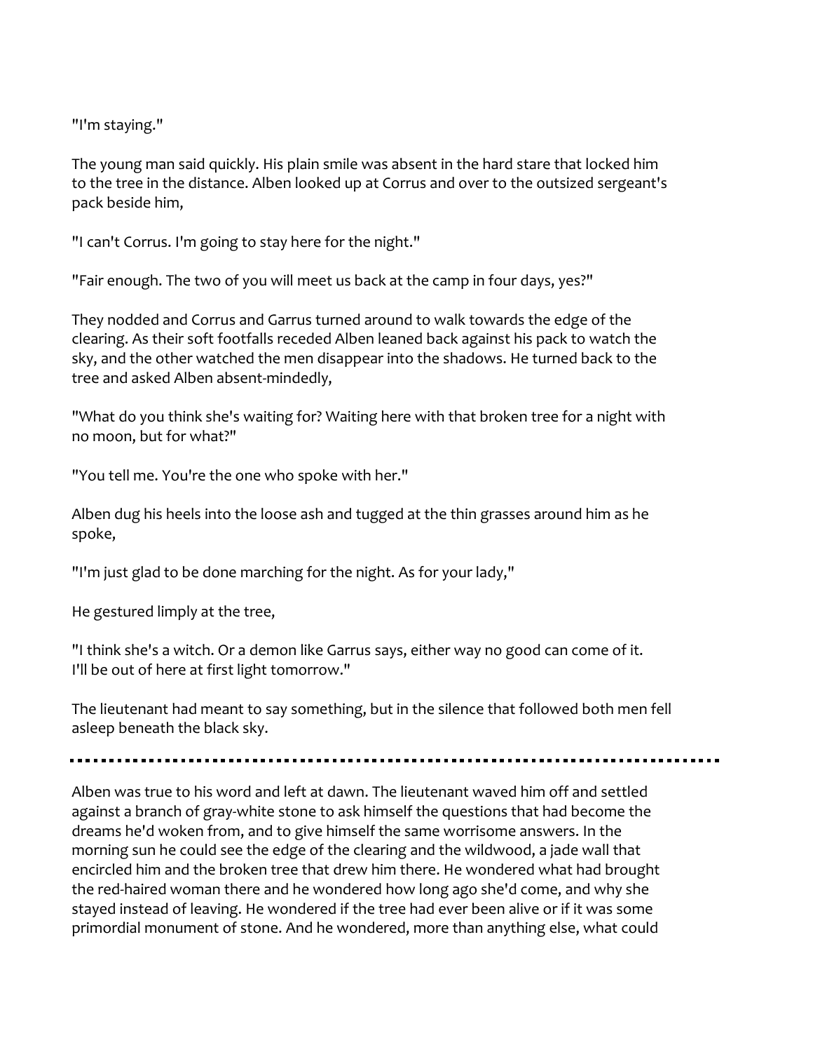"I'm staying."

The young man said quickly. His plain smile was absent in the hard stare that locked him to the tree in the distance. Alben looked up at Corrus and over to the outsized sergeant's pack beside him,

"I can't Corrus. I'm going to stay here for the night."

"Fair enough. The two of you will meet us back at the camp in four days, yes?"

They nodded and Corrus and Garrus turned around to walk towards the edge of the clearing. As their soft footfalls receded Alben leaned back against his pack to watch the sky, and the other watched the men disappear into the shadows. He turned back to the tree and asked Alben absent-mindedly,

"What do you think she's waiting for? Waiting here with that broken tree for a night with no moon, but for what?"

"You tell me. You're the one who spoke with her."

Alben dug his heels into the loose ash and tugged at the thin grasses around him as he spoke,

"I'm just glad to be done marching for the night. As for your lady,"

He gestured limply at the tree,

"I think she's a witch. Or a demon like Garrus says, either way no good can come of it. I'll be out of here at first light tomorrow."

The lieutenant had meant to say something, but in the silence that followed both men fell asleep beneath the black sky.

---

Alben was true to his word and left at dawn. The lieutenant waved him off and settled against a branch of gray-white stone to ask himself the questions that had become the dreams he'd woken from, and to give himself the same worrisome answers. In the morning sun he could see the edge of the clearing and the wildwood, a jade wall that encircled him and the broken tree that drew him there. He wondered what had brought the red-haired woman there and he wondered how long ago she'd come, and why she stayed instead of leaving. He wondered if the tree had ever been alive or if it was some primordial monument of stone. And he wondered, more than anything else, what could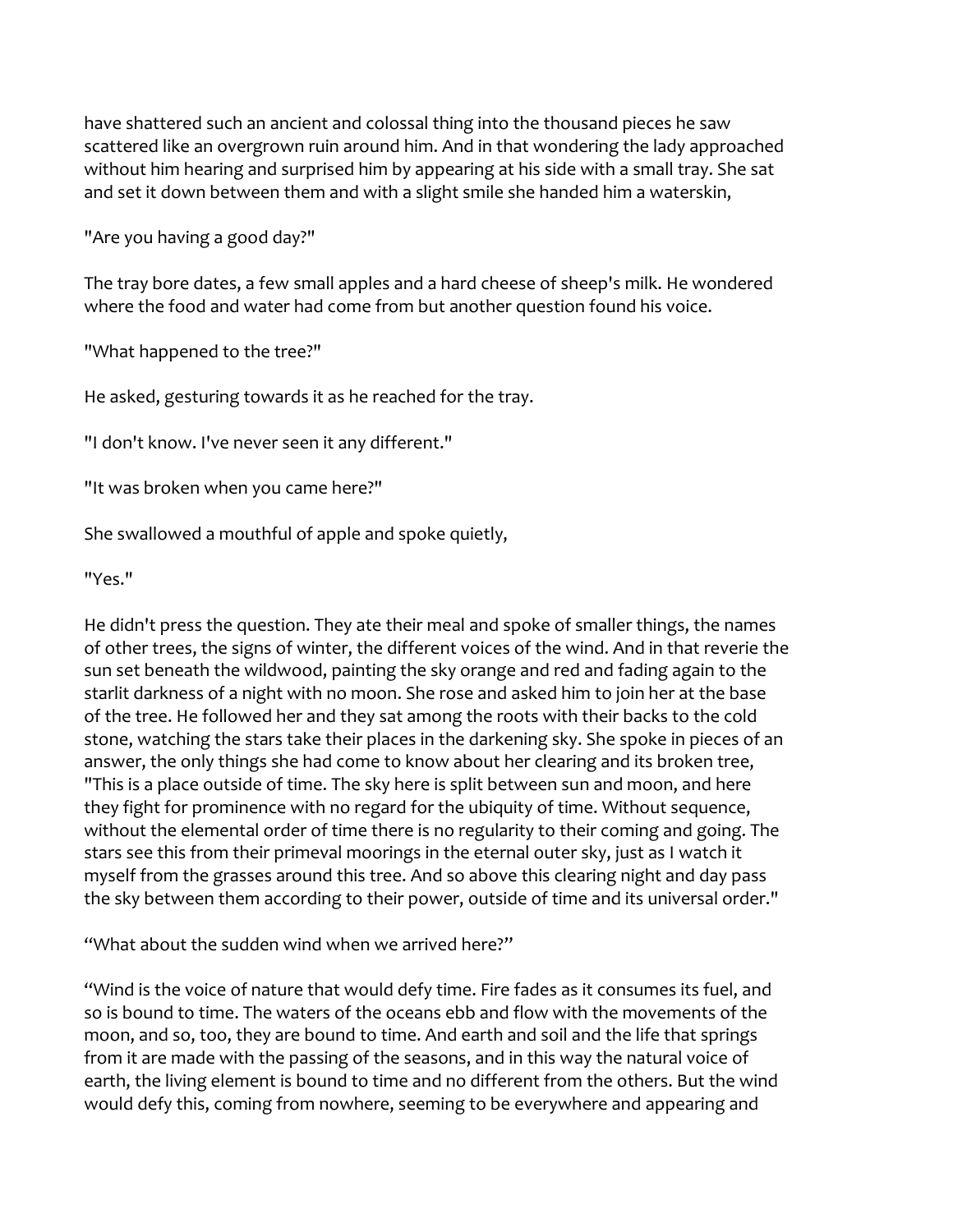have shattered such an ancient and colossal thing into the thousand pieces he saw scattered like an overgrown ruin around him. And in that wondering the lady approached without him hearing and surprised him by appearing at his side with a small tray. She sat and set it down between them and with a slight smile she handed him a waterskin,

"Are you having a good day?"

The tray bore dates, a few small apples and a hard cheese of sheep's milk. He wondered where the food and water had come from but another question found his voice.

"What happened to the tree?"

He asked, gesturing towards it as he reached for the tray.

"I don't know. I've never seen it any different."

"It was broken when you came here?"

She swallowed a mouthful of apple and spoke quietly,

"Yes."

He didn't press the question. They ate their meal and spoke of smaller things, the names of other trees, the signs of winter, the different voices of the wind. And in that reverie the sun set beneath the wildwood, painting the sky orange and red and fading again to the starlit darkness of a night with no moon. She rose and asked him to join her at the base of the tree. He followed her and they sat among the roots with their backs to the cold stone, watching the stars take their places in the darkening sky. She spoke in pieces of an answer, the only things she had come to know about her clearing and its broken tree, "This is a place outside of time. The sky here is split between sun and moon, and here they fight for prominence with no regard for the ubiquity of time. Without sequence, without the elemental order of time there is no regularity to their coming and going. The stars see this from their primeval moorings in the eternal outer sky, just as I watch it myself from the grasses around this tree. And so above this clearing night and day pass the sky between them according to their power, outside of time and its universal order."

"What about the sudden wind when we arrived here?"

"Wind is the voice of nature that would defy time. Fire fades as it consumes its fuel, and so is bound to time. The waters of the oceans ebb and flow with the movements of the moon, and so, too, they are bound to time. And earth and soil and the life that springs from it are made with the passing of the seasons, and in this way the natural voice of earth, the living element is bound to time and no different from the others. But the wind would defy this, coming from nowhere, seeming to be everywhere and appearing and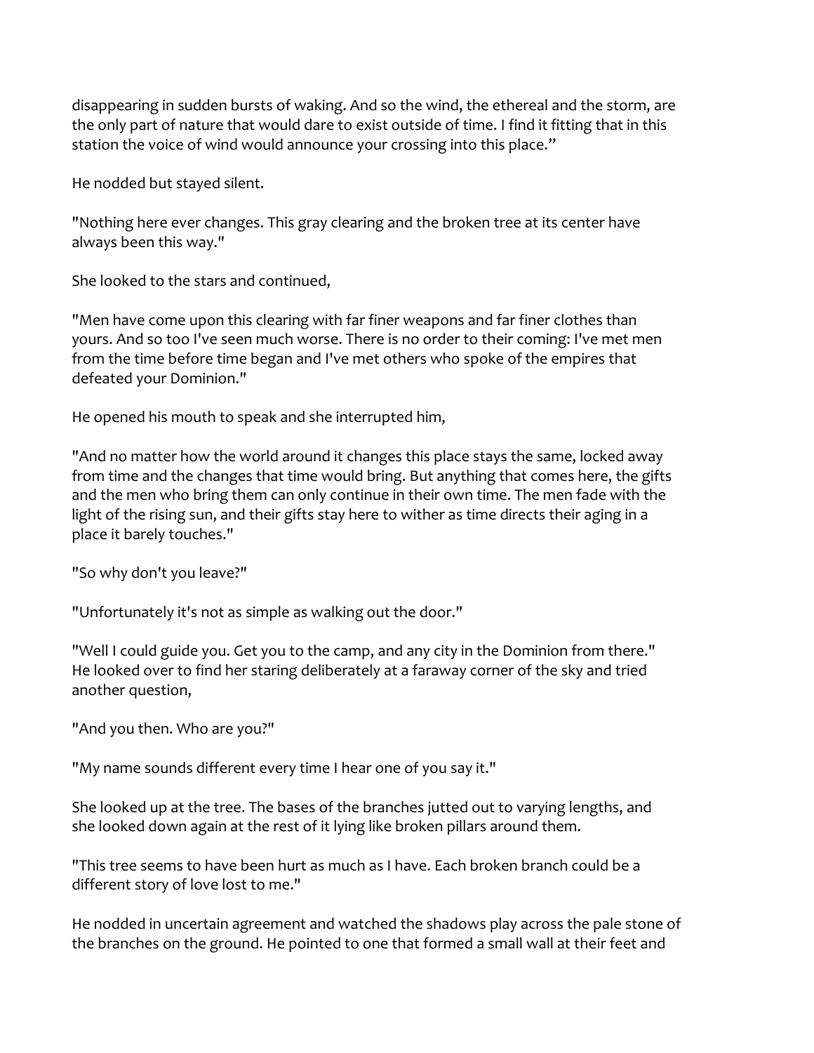disappearing in sudden bursts of waking. And so the wind, the ethereal and the storm, are the only part of nature that would dare to exist outside of time. I find it fitting that in this station the voice of wind would announce your crossing into this place."

He nodded but stayed silent.

"Nothing here ever changes. This gray clearing and the broken tree at its center have always been this way."

She looked to the stars and continued,

"Men have come upon this clearing with far finer weapons and far finer clothes than yours. And so too I've seen much worse. There is no order to their coming: I've met men from the time before time began and I've met others who spoke of the empires that defeated your Dominion."

He opened his mouth to speak and she interrupted him,

"And no matter how the world around it changes this place stays the same, locked away from time and the changes that time would bring. But anything that comes here, the gifts and the men who bring them can only continue in their own time. The men fade with the light of the rising sun, and their gifts stay here to wither as time directs their aging in a place it barely touches."

"So why don't you leave?"

"Unfortunately it's not as simple as walking out the door."

"Well I could guide you. Get you to the camp, and any city in the Dominion from there." He looked over to find her staring deliberately at a faraway corner of the sky and tried another question,

"And you then. Who are you?"

"My name sounds different every time I hear one of you say it."

She looked up at the tree. The bases of the branches jutted out to varying lengths, and she looked down again at the rest of it lying like broken pillars around them.

"This tree seems to have been hurt as much as I have. Each broken branch could be a different story of love lost to me."

He nodded in uncertain agreement and watched the shadows play across the pale stone of the branches on the ground. He pointed to one that formed a small wall at their feet and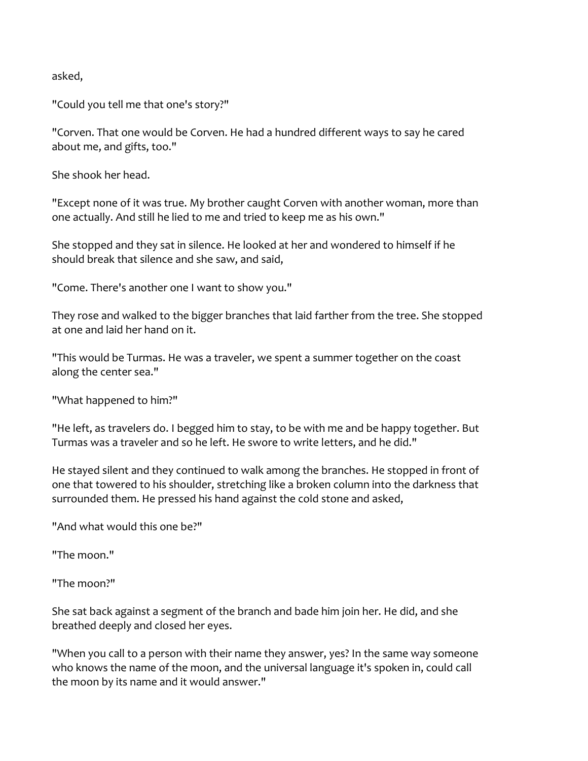asked,

"Could you tell me that one's story?"

"Corven. That one would be Corven. He had a hundred different ways to say he cared about me, and gifts, too."

She shook her head.

"Except none of it was true. My brother caught Corven with another woman, more than one actually. And still he lied to me and tried to keep me as his own."

She stopped and they sat in silence. He looked at her and wondered to himself if he should break that silence and she saw, and said,

"Come. There's another one I want to show you."

They rose and walked to the bigger branches that laid farther from the tree. She stopped at one and laid her hand on it.

"This would be Turmas. He was a traveler, we spent a summer together on the coast along the center sea."

"What happened to him?"

"He left, as travelers do. I begged him to stay, to be with me and be happy together. But Turmas was a traveler and so he left. He swore to write letters, and he did."

He stayed silent and they continued to walk among the branches. He stopped in front of one that towered to his shoulder, stretching like a broken column into the darkness that surrounded them. He pressed his hand against the cold stone and asked,

"And what would this one be?"

"The moon."

"The moon?"

She sat back against a segment of the branch and bade him join her. He did, and she breathed deeply and closed her eyes.

"When you call to a person with their name they answer, yes? In the same way someone who knows the name of the moon, and the universal language it's spoken in, could call the moon by its name and it would answer."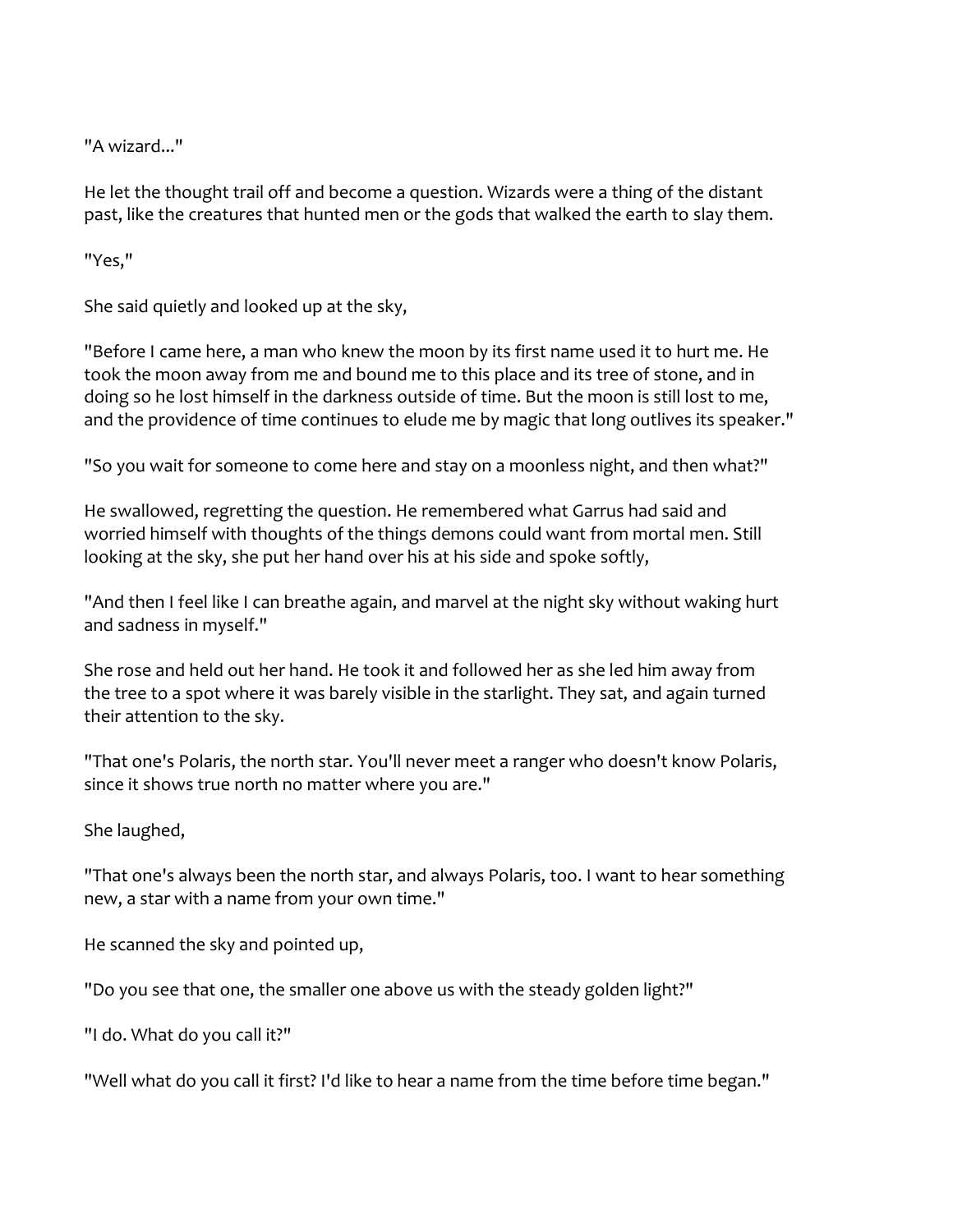"A wizard..."

He let the thought trail off and become a question. Wizards were a thing of the distant past, like the creatures that hunted men or the gods that walked the earth to slay them.

"Yes,"

She said quietly and looked up at the sky,

"Before I came here, a man who knew the moon by its first name used it to hurt me. He took the moon away from me and bound me to this place and its tree of stone, and in doing so he lost himself in the darkness outside of time. But the moon is still lost to me, and the providence of time continues to elude me by magic that long outlives its speaker."

"So you wait for someone to come here and stay on a moonless night, and then what?"

He swallowed, regretting the question. He remembered what Garrus had said and worried himself with thoughts of the things demons could want from mortal men. Still looking at the sky, she put her hand over his at his side and spoke softly,

"And then I feel like I can breathe again, and marvel at the night sky without waking hurt and sadness in myself."

She rose and held out her hand. He took it and followed her as she led him away from the tree to a spot where it was barely visible in the starlight. They sat, and again turned their attention to the sky.

"That one's Polaris, the north star. You'll never meet a ranger who doesn't know Polaris, since it shows true north no matter where you are."

She laughed,

"That one's always been the north star, and always Polaris, too. I want to hear something new, a star with a name from your own time."

He scanned the sky and pointed up,

"Do you see that one, the smaller one above us with the steady golden light?"

"I do. What do you call it?"

"Well what do you call it first? I'd like to hear a name from the time before time began."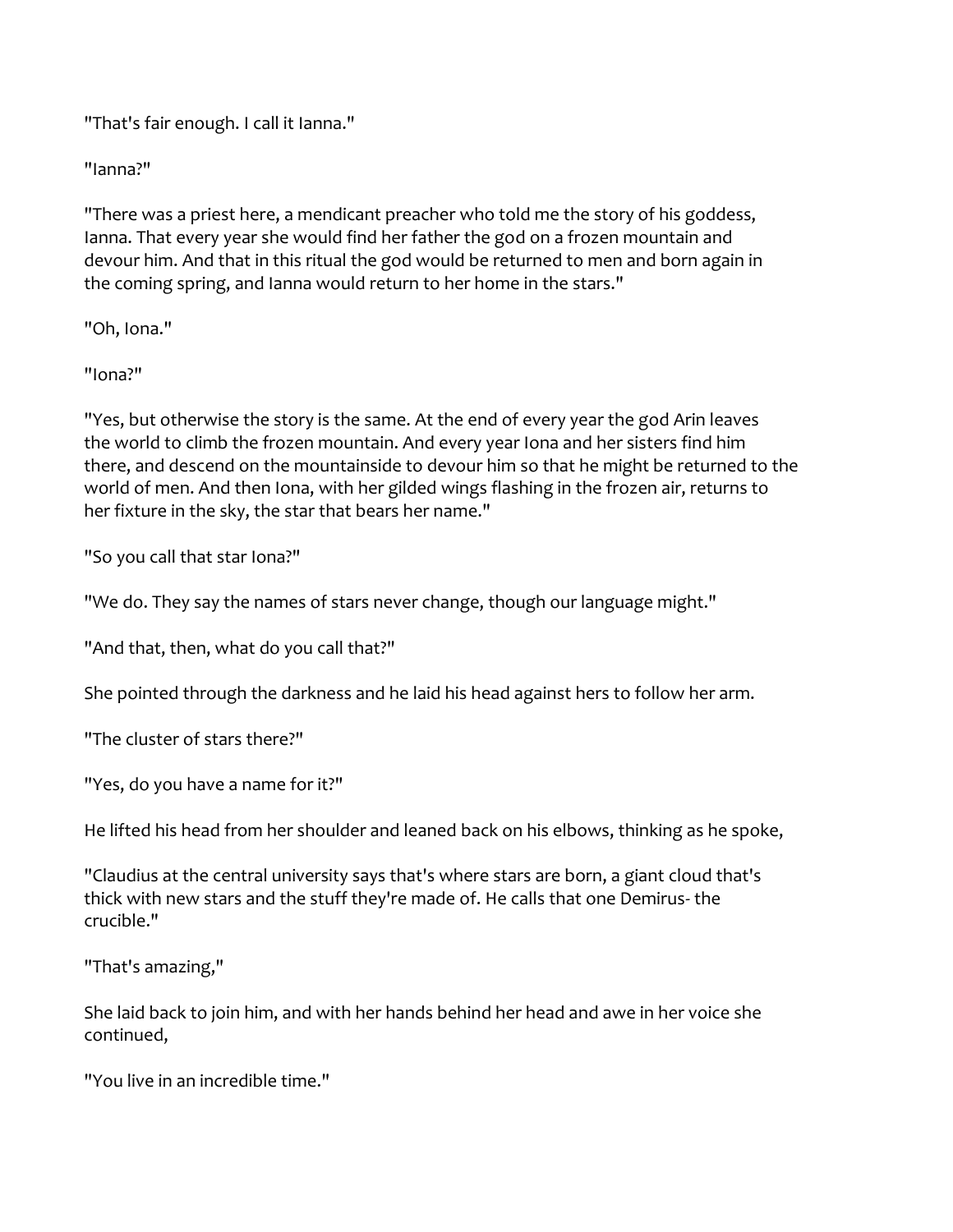"That's fair enough. I call it Ianna."

"Ianna?"

"There was a priest here, a mendicant preacher who told me the story of his goddess, Ianna. That every year she would find her father the god on a frozen mountain and devour him. And that in this ritual the god would be returned to men and born again in the coming spring, and Ianna would return to her home in the stars."

"Oh, Iona."

"Iona?"

"Yes, but otherwise the story is the same. At the end of every year the god Arin leaves the world to climb the frozen mountain. And every year Iona and her sisters find him there, and descend on the mountainside to devour him so that he might be returned to the world of men. And then Iona, with her gilded wings flashing in the frozen air, returns to her fixture in the sky, the star that bears her name."

"So you call that star Iona?"

"We do. They say the names of stars never change, though our language might."

"And that, then, what do you call that?"

She pointed through the darkness and he laid his head against hers to follow her arm.

"The cluster of stars there?"

"Yes, do you have a name for it?"

He lifted his head from her shoulder and leaned back on his elbows, thinking as he spoke,

"Claudius at the central university says that's where stars are born, a giant cloud that's thick with new stars and the stuff they're made of. He calls that one Demirus- the crucible."

"That's amazing,"

She laid back to join him, and with her hands behind her head and awe in her voice she continued,

"You live in an incredible time."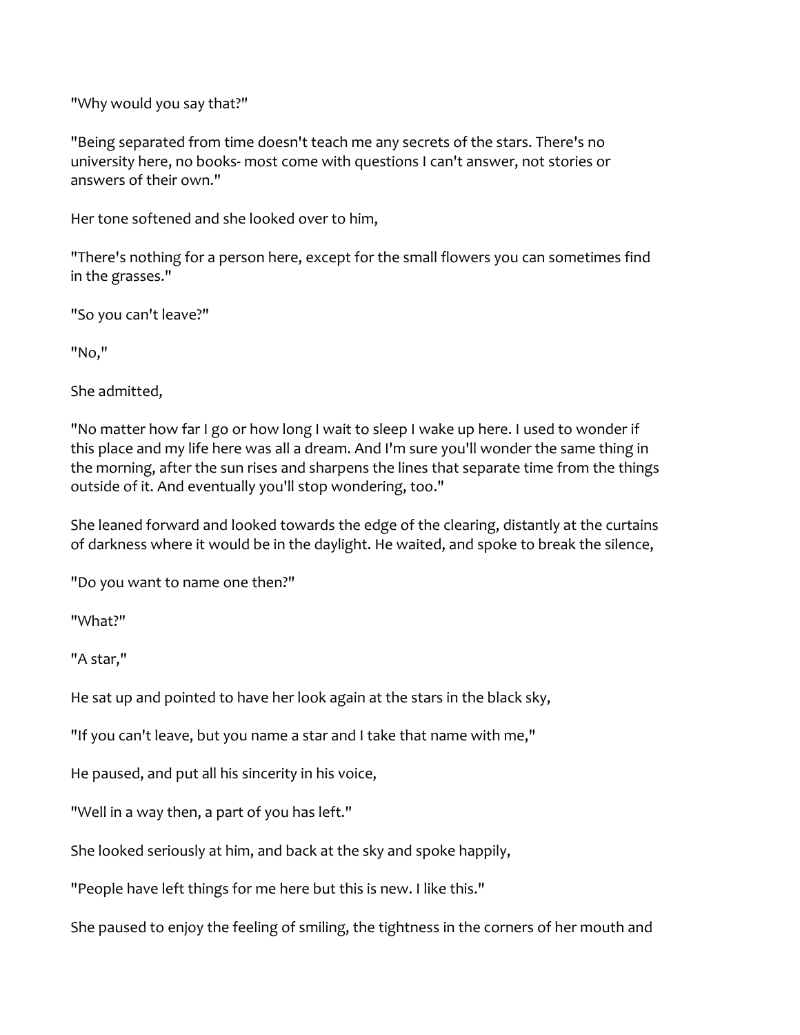"Why would you say that?"

"Being separated from time doesn't teach me any secrets of the stars. There's no university here, no books- most come with questions I can't answer, not stories or answers of their own."

Her tone softened and she looked over to him,

"There's nothing for a person here, except for the small flowers you can sometimes find in the grasses."

"So you can't leave?"

"No,"

She admitted,

"No matter how far I go or how long I wait to sleep I wake up here. I used to wonder if this place and my life here was all a dream. And I'm sure you'll wonder the same thing in the morning, after the sun rises and sharpens the lines that separate time from the things outside of it. And eventually you'll stop wondering, too."

She leaned forward and looked towards the edge of the clearing, distantly at the curtains of darkness where it would be in the daylight. He waited, and spoke to break the silence,

"Do you want to name one then?"

"What?"

"A star,"

He sat up and pointed to have her look again at the stars in the black sky,

"If you can't leave, but you name a star and I take that name with me,"

He paused, and put all his sincerity in his voice,

"Well in a way then, a part of you has left."

She looked seriously at him, and back at the sky and spoke happily,

"People have left things for me here but this is new. I like this."

She paused to enjoy the feeling of smiling, the tightness in the corners of her mouth and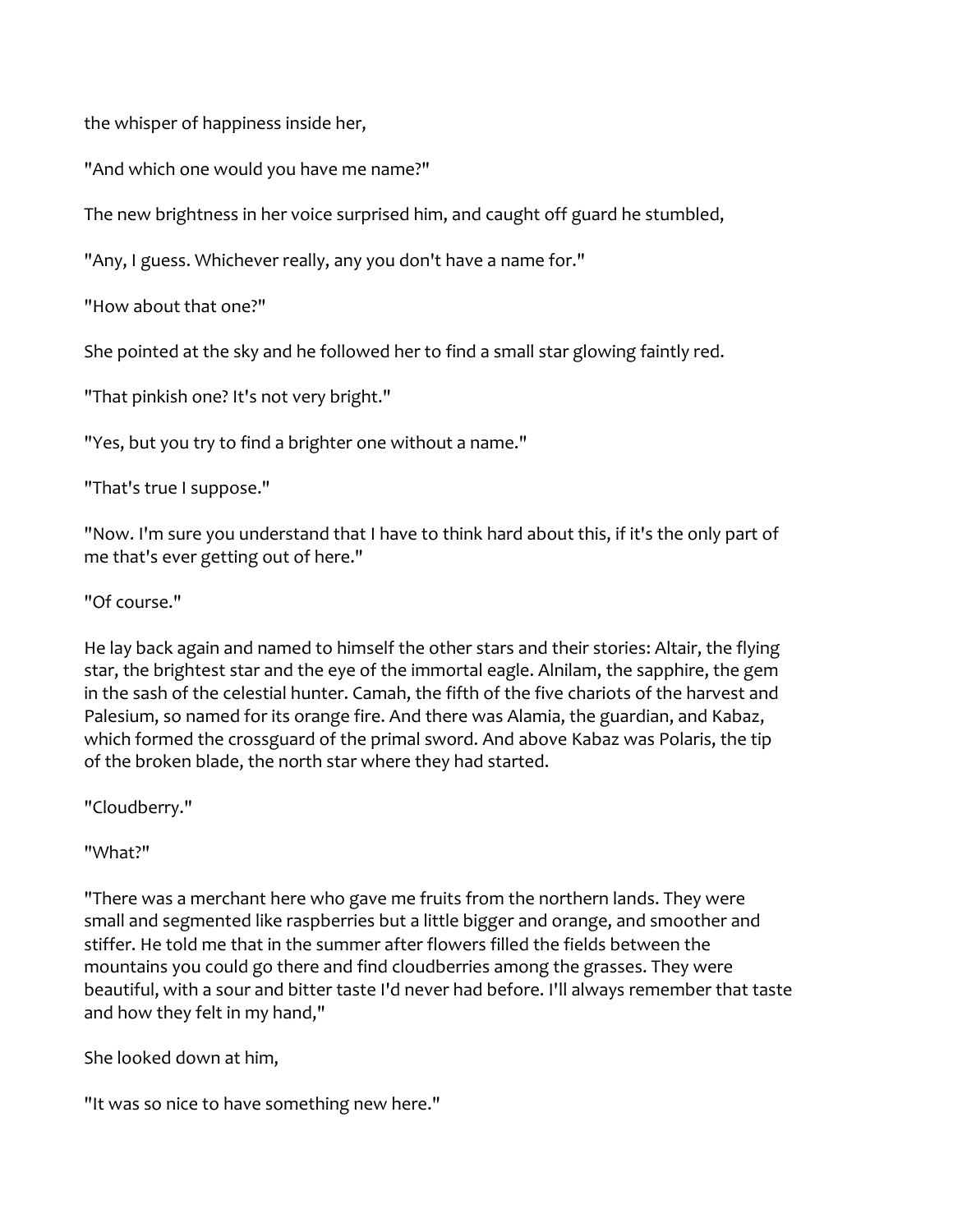the whisper of happiness inside her,

"And which one would you have me name?"

The new brightness in her voice surprised him, and caught off guard he stumbled,

"Any, I guess. Whichever really, any you don't have a name for."

"How about that one?"

She pointed at the sky and he followed her to find a small star glowing faintly red.

"That pinkish one? It's not very bright."

"Yes, but you try to find a brighter one without a name."

"That's true I suppose."

"Now. I'm sure you understand that I have to think hard about this, if it's the only part of me that's ever getting out of here."

"Of course."

He lay back again and named to himself the other stars and their stories: Altair, the flying star, the brightest star and the eye of the immortal eagle. Alnilam, the sapphire, the gem in the sash of the celestial hunter. Camah, the fifth of the five chariots of the harvest and Palesium, so named for its orange fire. And there was Alamia, the guardian, and Kabaz, which formed the crossguard of the primal sword. And above Kabaz was Polaris, the tip of the broken blade, the north star where they had started.

"Cloudberry."

"What?"

"There was a merchant here who gave me fruits from the northern lands. They were small and segmented like raspberries but a little bigger and orange, and smoother and stiffer. He told me that in the summer after flowers filled the fields between the mountains you could go there and find cloudberries among the grasses. They were beautiful, with a sour and bitter taste I'd never had before. I'll always remember that taste and how they felt in my hand,"

She looked down at him,

"It was so nice to have something new here."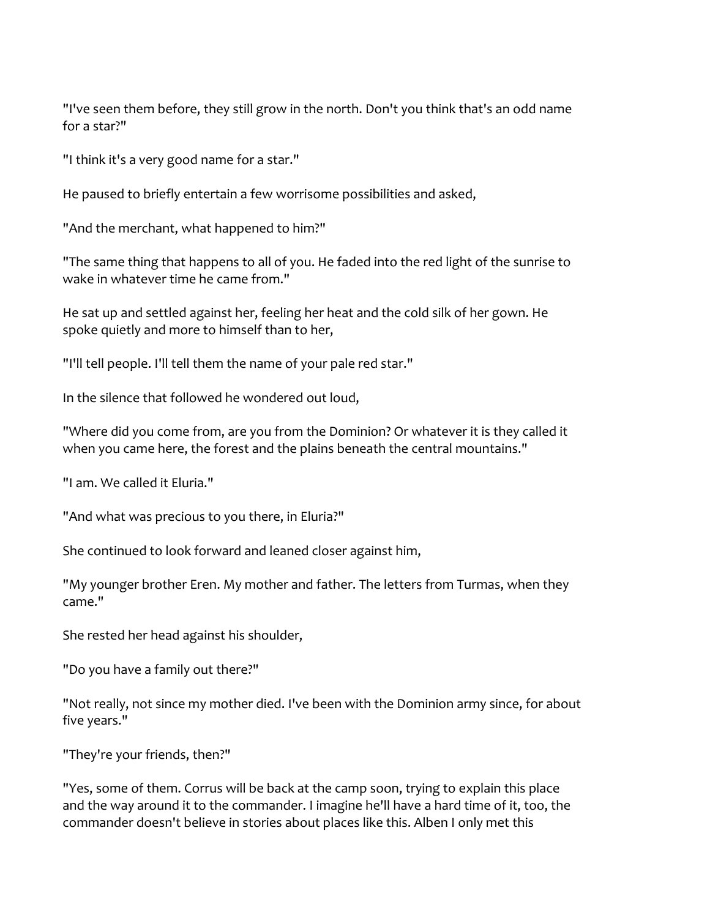"I've seen them before, they still grow in the north. Don't you think that's an odd name for a star?"

"I think it's a very good name for a star."

He paused to briefly entertain a few worrisome possibilities and asked,

"And the merchant, what happened to him?"

"The same thing that happens to all of you. He faded into the red light of the sunrise to wake in whatever time he came from."

He sat up and settled against her, feeling her heat and the cold silk of her gown. He spoke quietly and more to himself than to her,

"I'll tell people. I'll tell them the name of your pale red star."

In the silence that followed he wondered out loud,

"Where did you come from, are you from the Dominion? Or whatever it is they called it when you came here, the forest and the plains beneath the central mountains."

"I am. We called it Eluria."

"And what was precious to you there, in Eluria?"

She continued to look forward and leaned closer against him,

"My younger brother Eren. My mother and father. The letters from Turmas, when they came."

She rested her head against his shoulder,

"Do you have a family out there?"

"Not really, not since my mother died. I've been with the Dominion army since, for about five years."

"They're your friends, then?"

"Yes, some of them. Corrus will be back at the camp soon, trying to explain this place and the way around it to the commander. I imagine he'll have a hard time of it, too, the commander doesn't believe in stories about places like this. Alben I only met this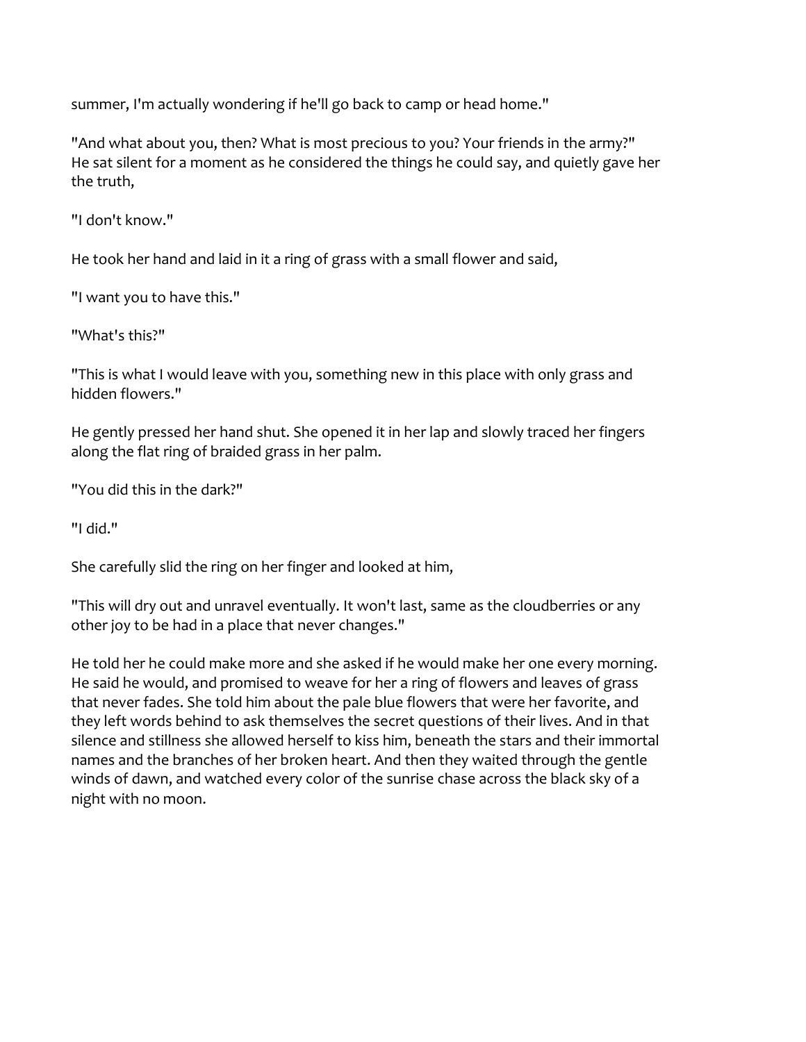summer, I'm actually wondering if he'll go back to camp or head home."

"And what about you, then? What is most precious to you? Your friends in the army?"
He sat silent for a moment as he considered the things he could say, and quietly gave her the truth,

"I don't know."

He took her hand and laid in it a ring of grass with a small flower and said,

"I want you to have this."

"What's this?"

"This is what I would leave with you, something new in this place with only grass and hidden flowers."

He gently pressed her hand shut. She opened it in her lap and slowly traced her fingers along the flat ring of braided grass in her palm.

"You did this in the dark?"

"I did."

She carefully slid the ring on her finger and looked at him,

"This will dry out and unravel eventually. It won't last, same as the cloudberries or any other joy to be had in a place that never changes."

He told her he could make more and she asked if he would make her one every morning. He said he would, and promised to weave for her a ring of flowers and leaves of grass that never fades. She told him about the pale blue flowers that were her favorite, and they left words behind to ask themselves the secret questions of their lives. And in that silence and stillness she allowed herself to kiss him, beneath the stars and their immortal names and the branches of her broken heart. And then they waited through the gentle winds of dawn, and watched every color of the sunrise chase across the black sky of a night with no moon.